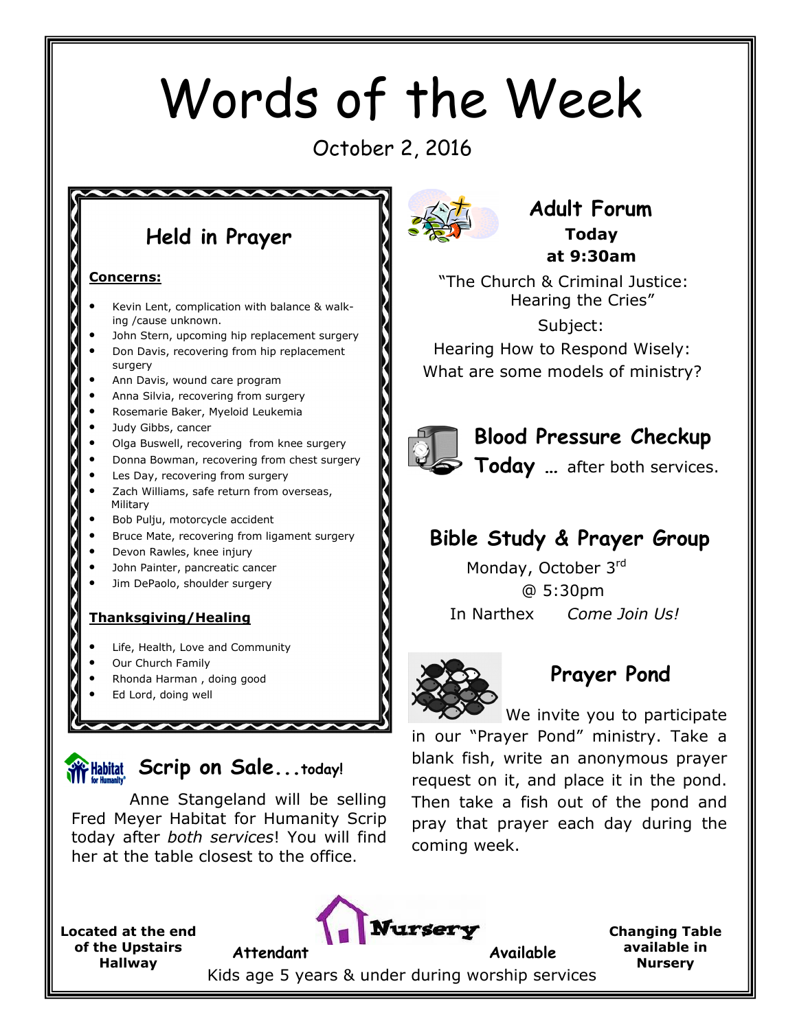# Words of the Week

October 2, 2016

## Held in Prayer

**Concerns:**

- Kevin Lent, complication with balance & walking /cause unknown.
- John Stern, upcoming hip replacement surgery
- Don Davis, recovering from hip replacement surgery
- Ann Davis, wound care program
- Anna Silvia, recovering from surgery
- Rosemarie Baker, Myeloid Leukemia
- Judy Gibbs, cancer
- Olga Buswell, recovering from knee surgery
- Donna Bowman, recovering from chest surgery
- Les Day, recovering from surgery
- Zach Williams, safe return from overseas, Military
- Bob Pulju, motorcycle accident
- Bruce Mate, recovering from ligament surgery
- Devon Rawles, knee injury
- John Painter, pancreatic cancer
- Jim DePaolo, shoulder surgery

**Thanksgiving/Healing**

- Life, Health, Love and Community
- Our Church Family
- Rhonda Harman , doing good
- Ed Lord, doing well

## Scrip on Sale...today!

Anne Stangeland will be selling Fred Meyer Habitat for Humanity Scrip today after *both services*! You will find her at the table closest to the office.

## Adult Forum

**Today at 9:30am**

"The Church & Criminal Justice: Hearing the Cries"

Subject:

Hearing How to Respond Wisely: What are some models of ministry?

## Blood Pressure Checkup

**Today** … after both services.

## Bible Study & Prayer Group

Monday, October 3rd

@ 5:30pm

In Narthex *Come Join Us!*

## Prayer Pond

We invite you to participate in our "Prayer Pond" ministry. Take a blank fish, write an anonymous prayer request on it, and place it in the pond. Then take a fish out of the pond and pray that prayer each day during the coming week.

## Nursery

**Attendant Available**

Kids age 5 years & under during worship services

**Located at the end of the Upstairs Hallway**

**Changing Table available in Nursery**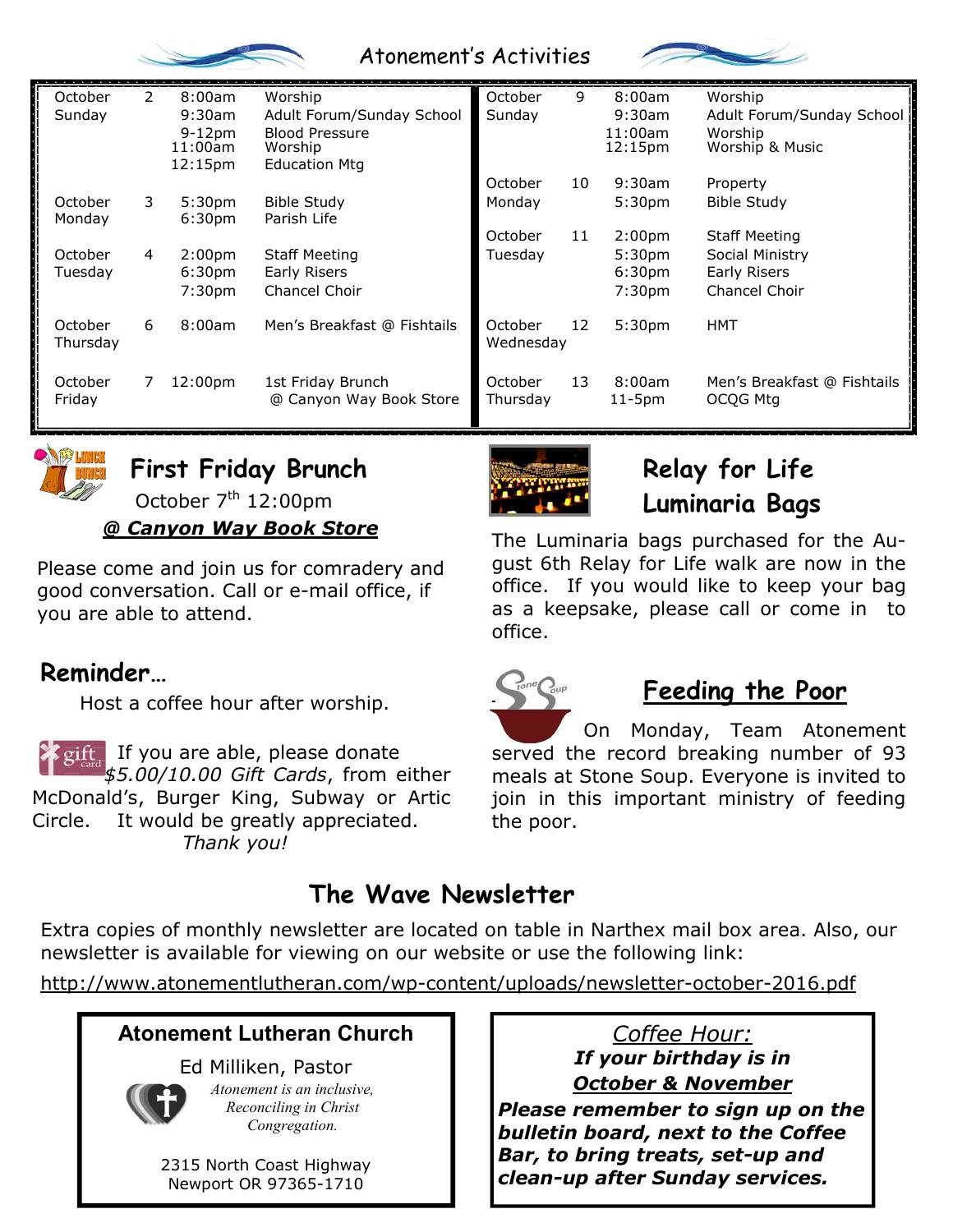# Atonement's Activities

| | | | | | | | |
|---|---|---|---|---|---|---|---|
| October Sunday | 2 | 8:00am<br>9:30am<br>9-12pm<br>11:00am<br>12:15pm | Worship<br>Adult Forum/Sunday School<br>Blood Pressure<br>Worship<br>Education Mtg | October Sunday | 9 | 8:00am<br>9:30am<br>11:00am<br>12:15pm | Worship<br>Adult Forum/Sunday School<br>Worship<br>Worship & Music |
| October Monday | 3 | 5:30pm<br>6:30pm | Bible Study<br>Parish Life | October Monday | 10 | 9:30am<br>5:30pm | Property<br>Bible Study |
| October Tuesday | 4 | 2:00pm<br>6:30pm<br>7:30pm | Staff Meeting<br>Early Risers<br>Chancel Choir | October Tuesday | 11 | 2:00pm<br>5:30pm<br>6:30pm<br>7:30pm | Staff Meeting<br>Social Ministry<br>Early Risers<br>Chancel Choir |
| October Thursday | 6 | 8:00am | Men's Breakfast @ Fishtails | October Wednesday | 12 | 5:30pm | HMT |
| October Friday | 7 | 12:00pm | 1st Friday Brunch @ Canyon Way Book Store | October Thursday | 13 | 8:00am<br>11-5pm | Men's Breakfast @ Fishtails<br>OCQG Mtg |

## First Friday Brunch

October 7th 12:00pm

***@ Canyon Way Book Store***

Please come and join us for comradery and good conversation. Call or e-mail office, if you are able to attend.

## Reminder…

Host a coffee hour after worship.

If you are able, please donate *$5.00/10.00 Gift Cards*, from either McDonald's, Burger King, Subway or Artic Circle. It would be greatly appreciated.

*Thank you!*

## Relay for Life Luminaria Bags

The Luminaria bags purchased for the August 6th Relay for Life walk are now in the office. If you would like to keep your bag as a keepsake, please call or come in to office.

## Feeding the Poor

On Monday, Team Atonement served the record breaking number of 93 meals at Stone Soup. Everyone is invited to join in this important ministry of feeding the poor.

## The Wave Newsletter

Extra copies of monthly newsletter are located on table in Narthex mail box area. Also, our newsletter is available for viewing on our website or use the following link:

http://www.atonementlutheran.com/wp-content/uploads/newsletter-october-2016.pdf

**Atonement Lutheran Church**

Ed Milliken, Pastor

*Atonement is an inclusive, Reconciling in Christ Congregation.*

2315 North Coast Highway
Newport OR 97365-1710

*Coffee Hour:*

***If your birthday is in October & November***

***Please remember to sign up on the bulletin board, next to the Coffee Bar, to bring treats, set-up and clean-up after Sunday services.***